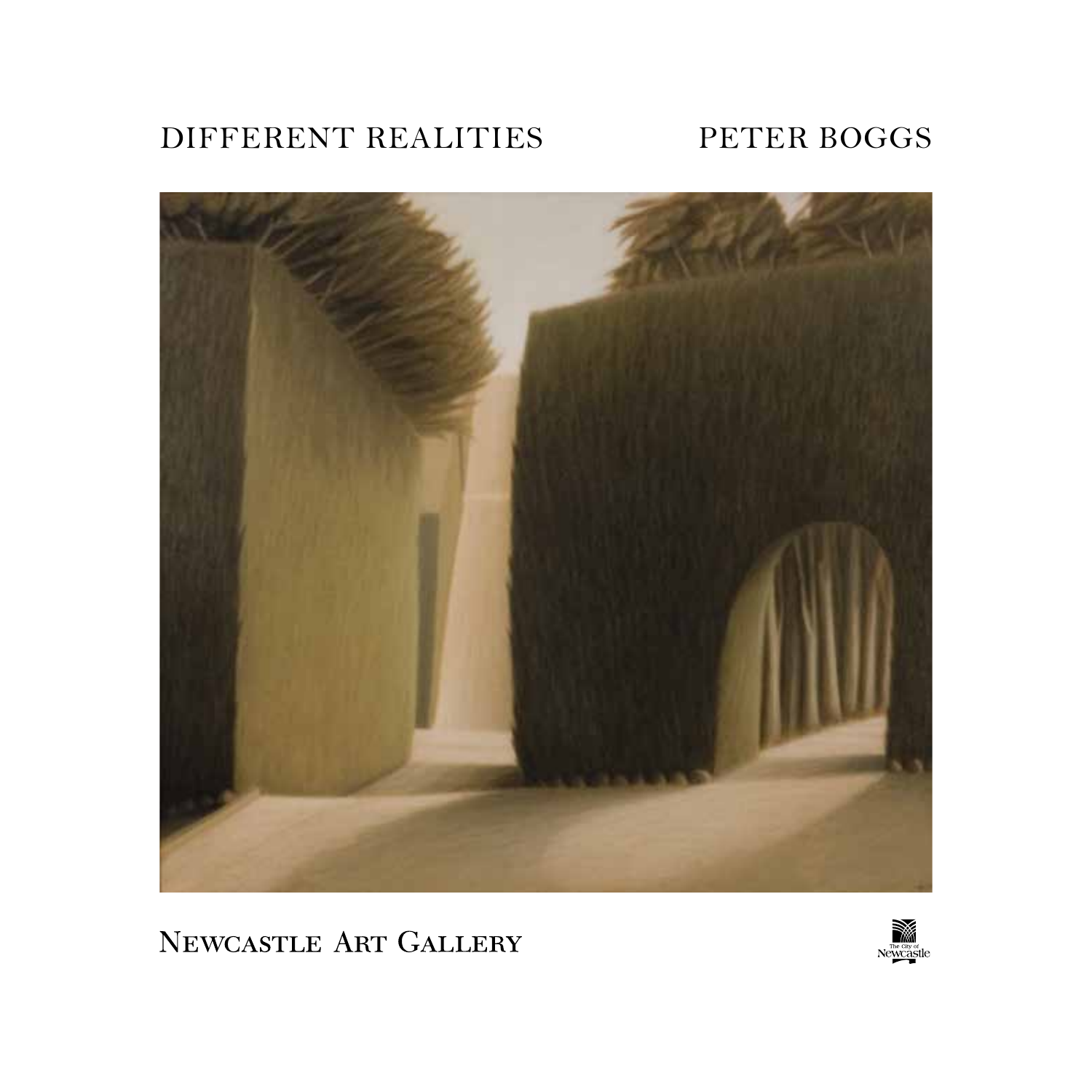DIFFERENT REALITIES

# PETER BOGGS

NEWCASTLE ART GALLERY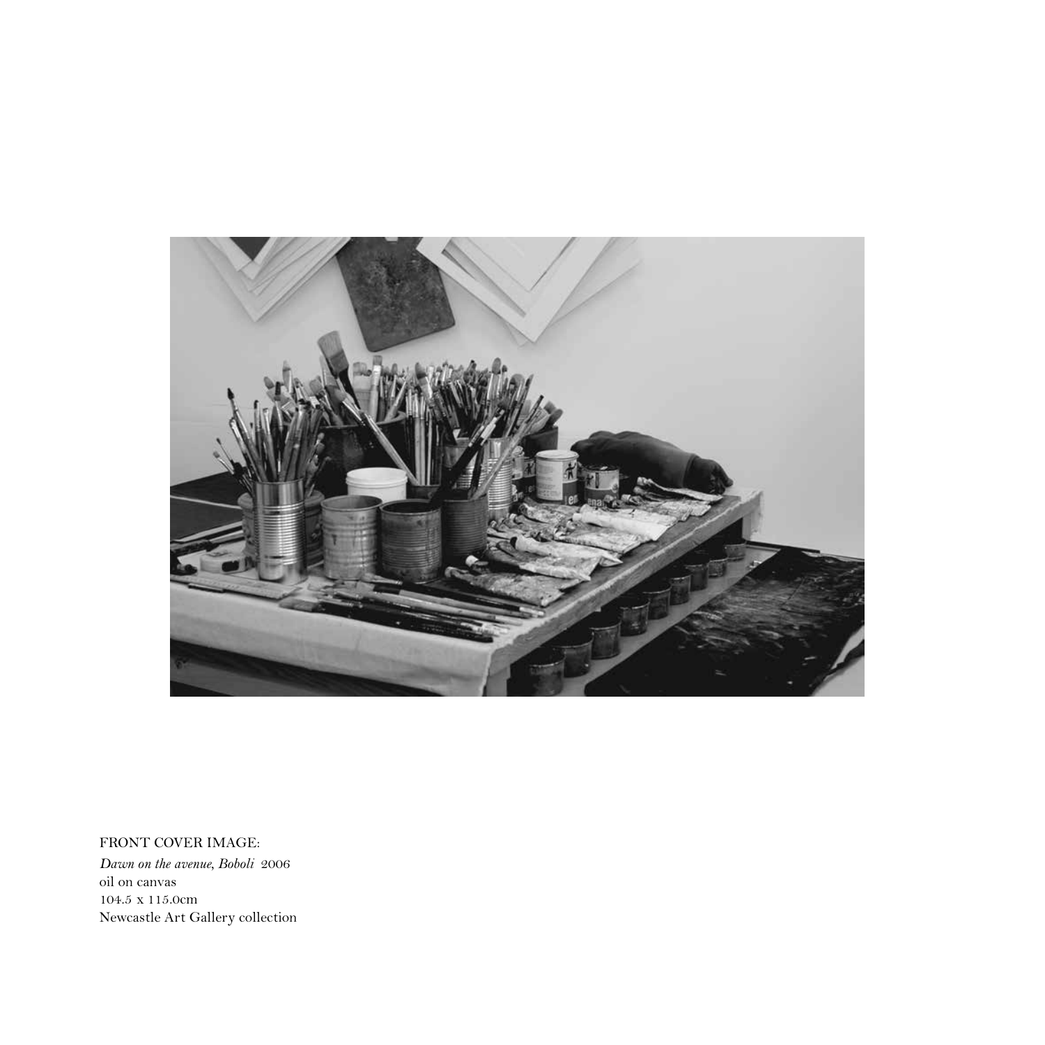FRONT COVER IMAGE:
*Dawn on the avenue, Boboli* 2006
oil on canvas
104.5 x 115.0cm
Newcastle Art Gallery collection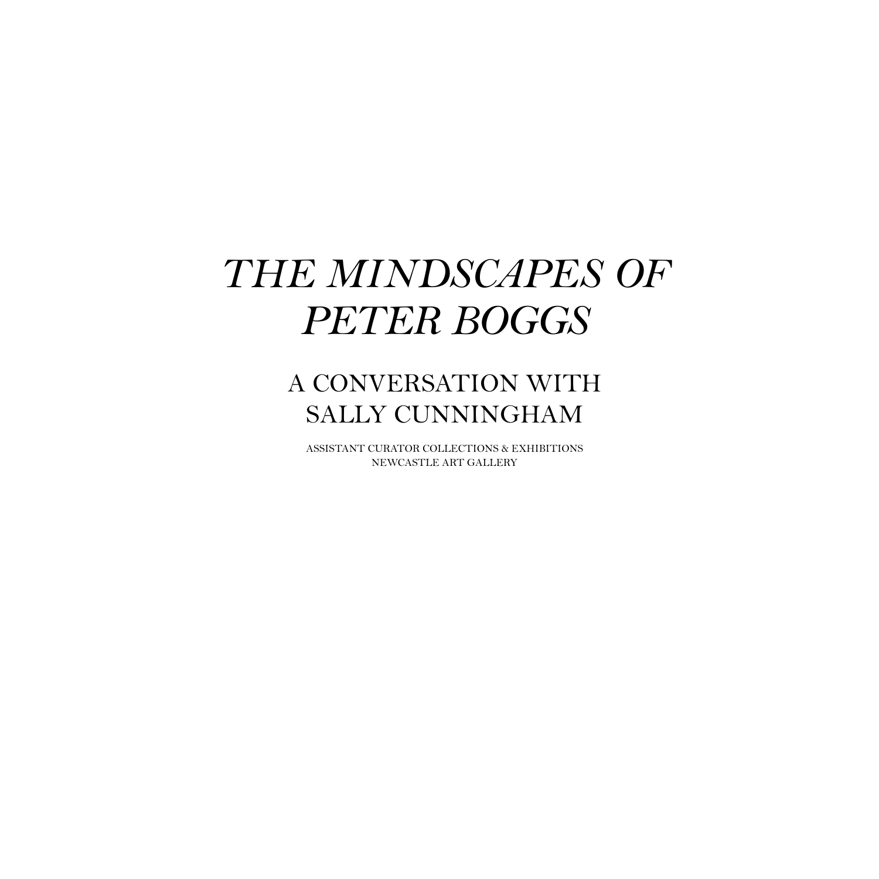# *THE MINDSCAPES OF PETER BOGGS*

## A CONVERSATION WITH SALLY CUNNINGHAM

ASSISTANT CURATOR COLLECTIONS & EXHIBITIONS
NEWCASTLE ART GALLERY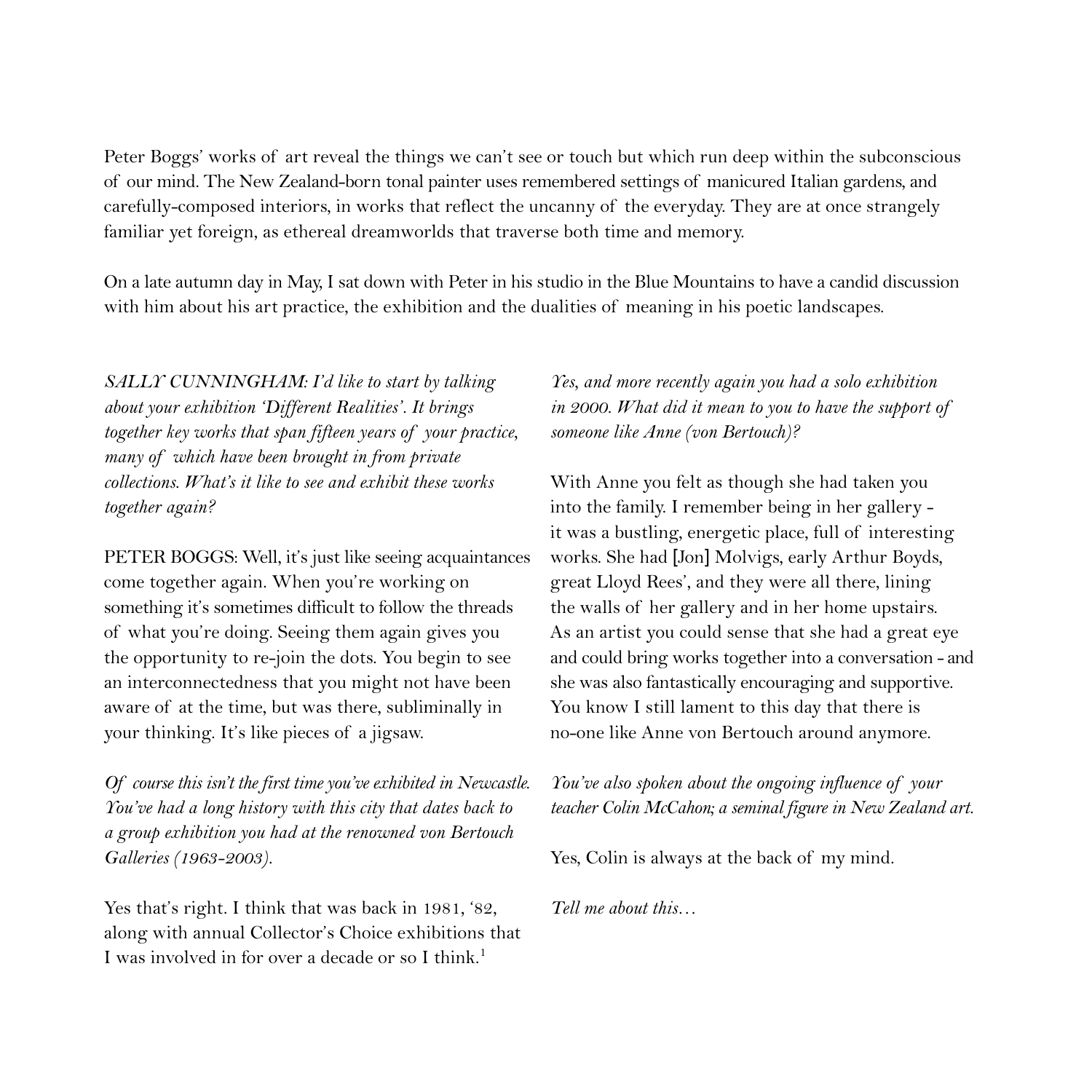Peter Boggs' works of art reveal the things we can't see or touch but which run deep within the subconscious of our mind. The New Zealand-born tonal painter uses remembered settings of manicured Italian gardens, and carefully-composed interiors, in works that reflect the uncanny of the everyday. They are at once strangely familiar yet foreign, as ethereal dreamworlds that traverse both time and memory.

On a late autumn day in May, I sat down with Peter in his studio in the Blue Mountains to have a candid discussion with him about his art practice, the exhibition and the dualities of meaning in his poetic landscapes.

*SALLY CUNNINGHAM: I'd like to start by talking about your exhibition 'Different Realities'. It brings together key works that span fifteen years of your practice, many of which have been brought in from private collections. What's it like to see and exhibit these works together again?*

PETER BOGGS: Well, it's just like seeing acquaintances come together again. When you're working on something it's sometimes difficult to follow the threads of what you're doing. Seeing them again gives you the opportunity to re-join the dots. You begin to see an interconnectedness that you might not have been aware of at the time, but was there, subliminally in your thinking. It's like pieces of a jigsaw.

*Of course this isn't the first time you've exhibited in Newcastle. You've had a long history with this city that dates back to a group exhibition you had at the renowned von Bertouch Galleries (1963-2003).*

Yes that's right. I think that was back in 1981, '82, along with annual Collector's Choice exhibitions that I was involved in for over a decade or so I think.[1]

*Yes, and more recently again you had a solo exhibition in 2000. What did it mean to you to have the support of someone like Anne (von Bertouch)?*

With Anne you felt as though she had taken you into the family. I remember being in her gallery - it was a bustling, energetic place, full of interesting works. She had [Jon] Molvigs, early Arthur Boyds, great Lloyd Rees', and they were all there, lining the walls of her gallery and in her home upstairs. As an artist you could sense that she had a great eye and could bring works together into a conversation - and she was also fantastically encouraging and supportive. You know I still lament to this day that there is no-one like Anne von Bertouch around anymore.

*You've also spoken about the ongoing influence of your teacher Colin McCahon; a seminal figure in New Zealand art.*

Yes, Colin is always at the back of my mind.

*Tell me about this…*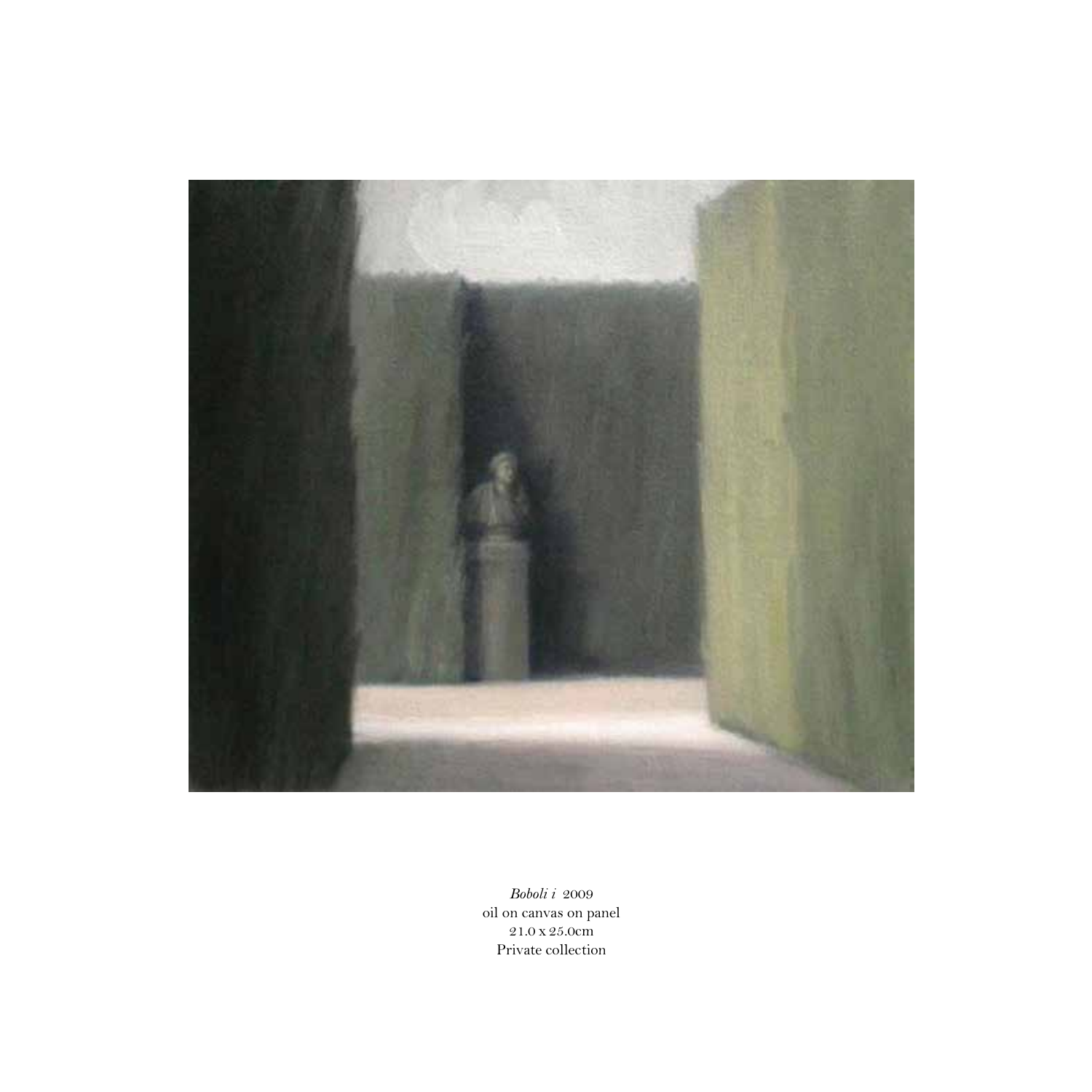*Boboli i* 2009
oil on canvas on panel
21.0 x 25.0cm
Private collection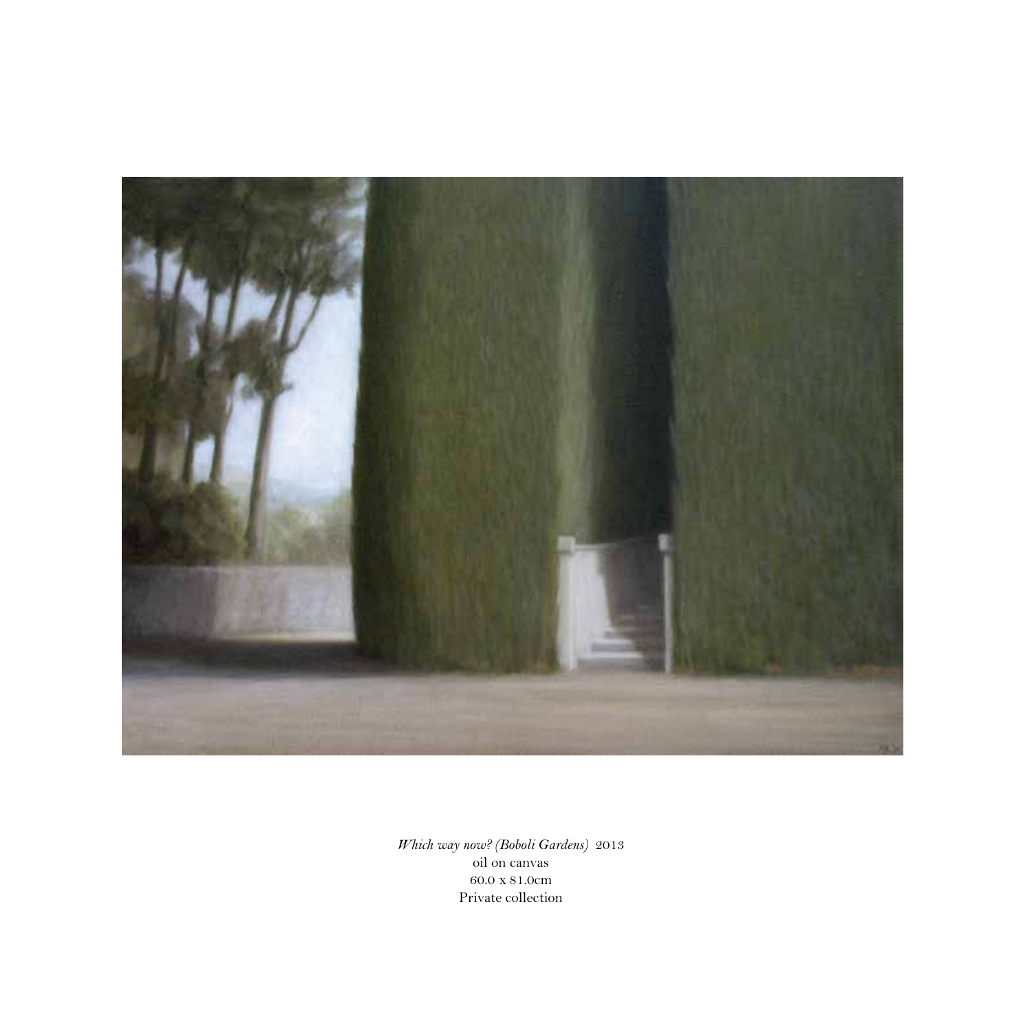*Which way now? (Boboli Gardens)* 2013
oil on canvas
60.0 x 81.0cm
Private collection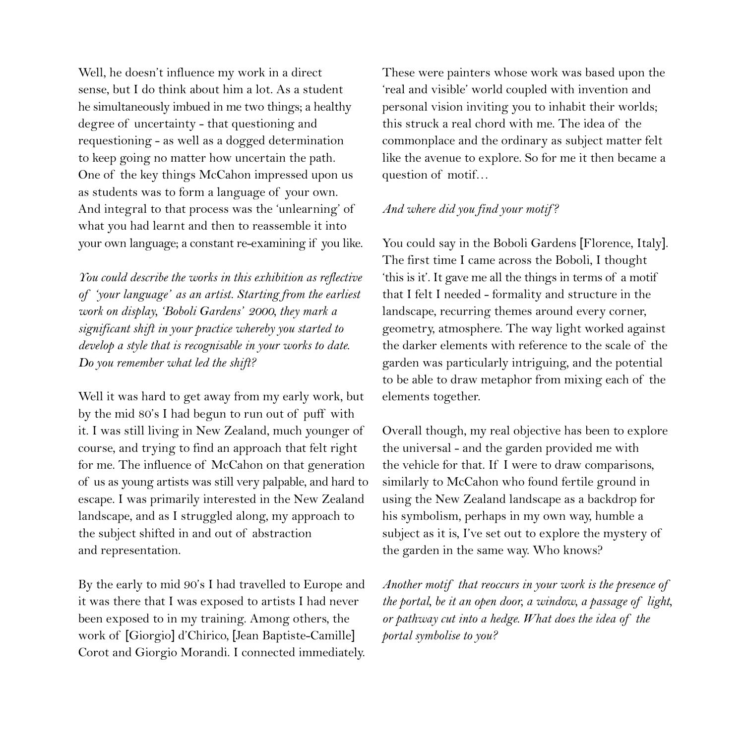Well, he doesn't influence my work in a direct sense, but I do think about him a lot. As a student he simultaneously imbued in me two things; a healthy degree of uncertainty - that questioning and requestioning - as well as a dogged determination to keep going no matter how uncertain the path. One of the key things McCahon impressed upon us as students was to form a language of your own. And integral to that process was the 'unlearning' of what you had learnt and then to reassemble it into your own language; a constant re-examining if you like.

*You could describe the works in this exhibition as reflective of 'your language' as an artist. Starting from the earliest work on display, 'Boboli Gardens' 2000, they mark a significant shift in your practice whereby you started to develop a style that is recognisable in your works to date. Do you remember what led the shift?*

Well it was hard to get away from my early work, but by the mid 80's I had begun to run out of puff with it. I was still living in New Zealand, much younger of course, and trying to find an approach that felt right for me. The influence of McCahon on that generation of us as young artists was still very palpable, and hard to escape. I was primarily interested in the New Zealand landscape, and as I struggled along, my approach to the subject shifted in and out of abstraction and representation.

By the early to mid 90's I had travelled to Europe and it was there that I was exposed to artists I had never been exposed to in my training. Among others, the work of [Giorgio] d'Chirico, [Jean Baptiste-Camille] Corot and Giorgio Morandi. I connected immediately. These were painters whose work was based upon the 'real and visible' world coupled with invention and personal vision inviting you to inhabit their worlds; this struck a real chord with me. The idea of the commonplace and the ordinary as subject matter felt like the avenue to explore. So for me it then became a question of motif…

*And where did you find your motif?*

You could say in the Boboli Gardens [Florence, Italy]. The first time I came across the Boboli, I thought 'this is it'. It gave me all the things in terms of a motif that I felt I needed - formality and structure in the landscape, recurring themes around every corner, geometry, atmosphere. The way light worked against the darker elements with reference to the scale of the garden was particularly intriguing, and the potential to be able to draw metaphor from mixing each of the elements together.

Overall though, my real objective has been to explore the universal - and the garden provided me with the vehicle for that. If I were to draw comparisons, similarly to McCahon who found fertile ground in using the New Zealand landscape as a backdrop for his symbolism, perhaps in my own way, humble a subject as it is, I've set out to explore the mystery of the garden in the same way. Who knows?

*Another motif that reoccurs in your work is the presence of the portal, be it an open door, a window, a passage of light, or pathway cut into a hedge. What does the idea of the portal symbolise to you?*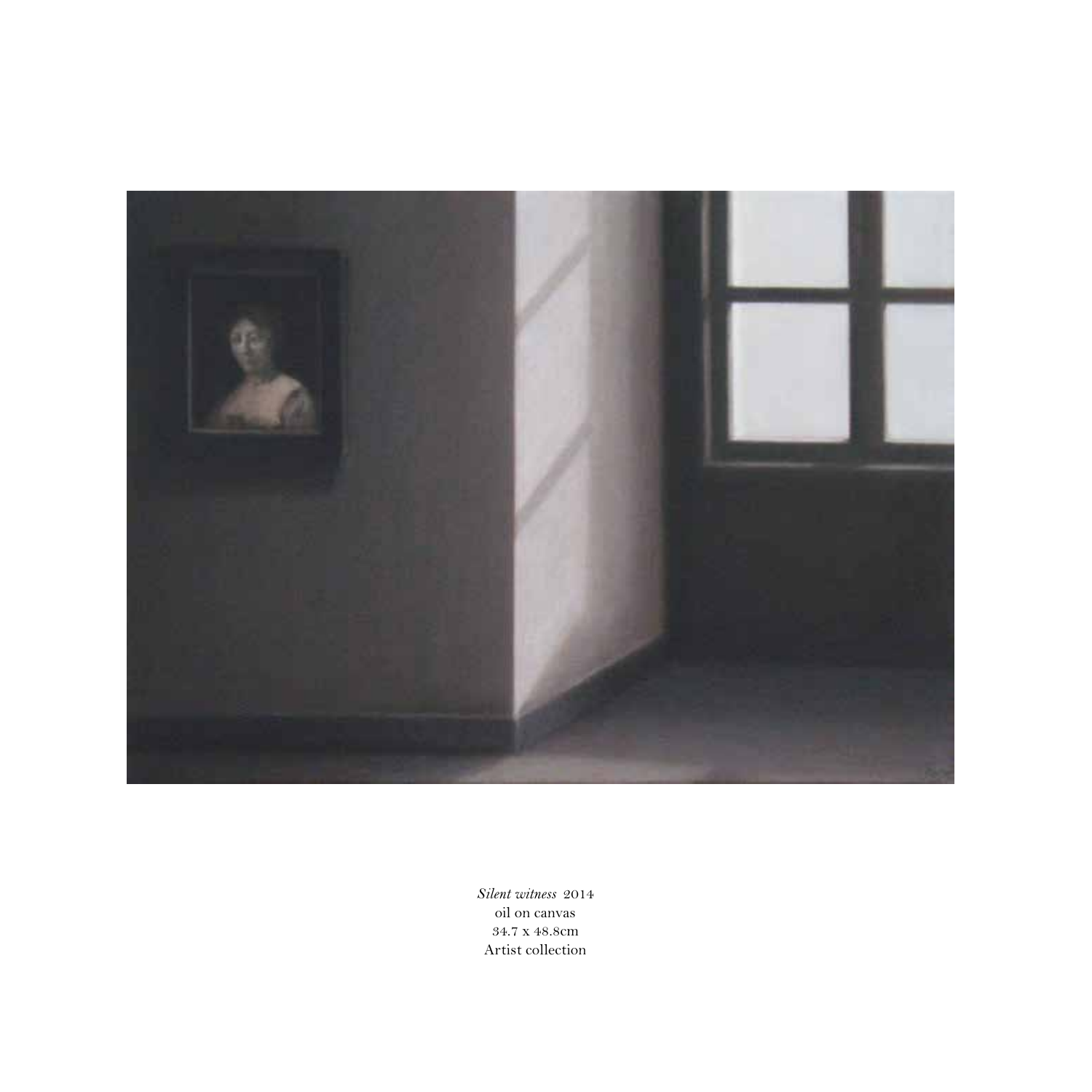*Silent witness* 2014
oil on canvas
34.7 x 48.8cm
Artist collection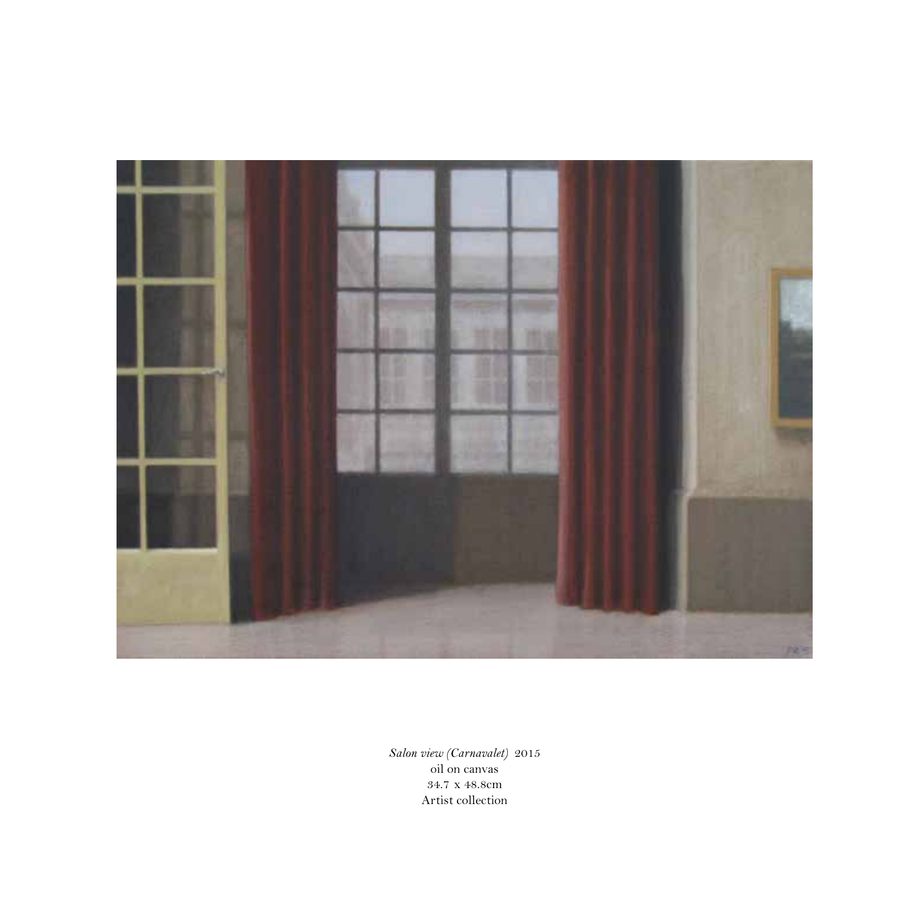*Salon view (Carnavalet)* 2015
oil on canvas
34.7 x 48.8cm
Artist collection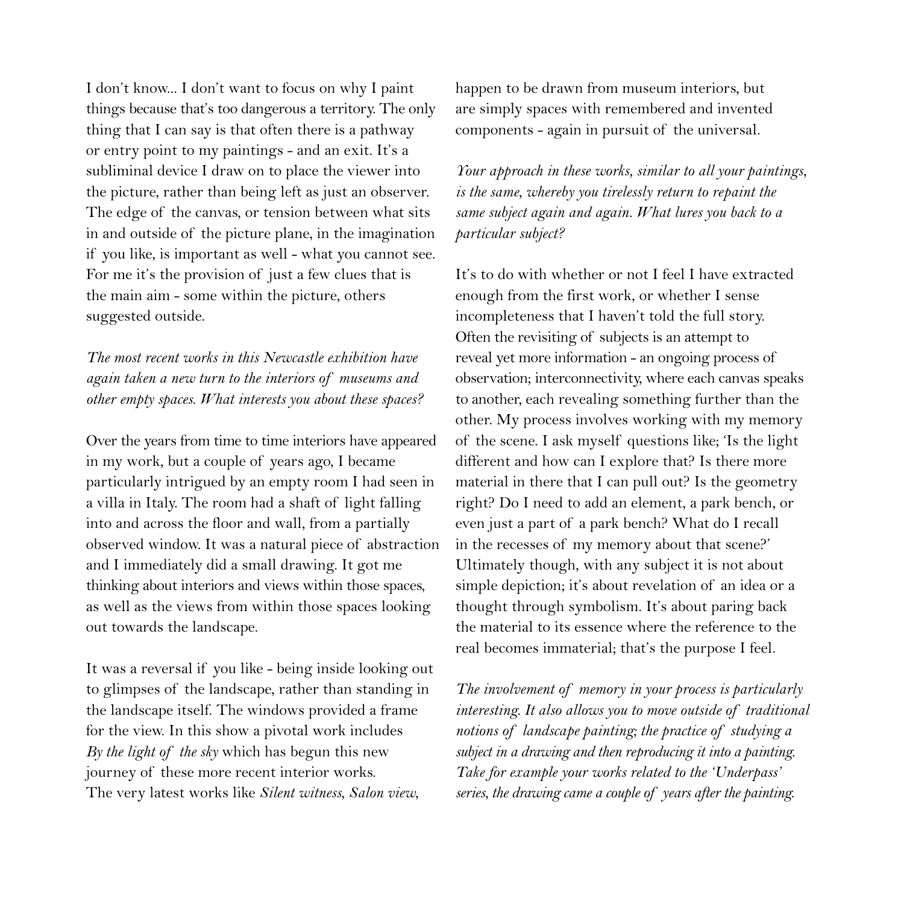I don't know... I don't want to focus on why I paint things because that's too dangerous a territory. The only thing that I can say is that often there is a pathway or entry point to my paintings - and an exit. It's a subliminal device I draw on to place the viewer into the picture, rather than being left as just an observer. The edge of the canvas, or tension between what sits in and outside of the picture plane, in the imagination if you like, is important as well - what you cannot see. For me it's the provision of just a few clues that is the main aim - some within the picture, others suggested outside.

*The most recent works in this Newcastle exhibition have again taken a new turn to the interiors of museums and other empty spaces. What interests you about these spaces?*

Over the years from time to time interiors have appeared in my work, but a couple of years ago, I became particularly intrigued by an empty room I had seen in a villa in Italy. The room had a shaft of light falling into and across the floor and wall, from a partially observed window. It was a natural piece of abstraction and I immediately did a small drawing. It got me thinking about interiors and views within those spaces, as well as the views from within those spaces looking out towards the landscape.

It was a reversal if you like - being inside looking out to glimpses of the landscape, rather than standing in the landscape itself. The windows provided a frame for the view. In this show a pivotal work includes *By the light of the sky* which has begun this new journey of these more recent interior works. The very latest works like *Silent witness*, *Salon view*, happen to be drawn from museum interiors, but are simply spaces with remembered and invented components - again in pursuit of the universal.

*Your approach in these works, similar to all your paintings, is the same, whereby you tirelessly return to repaint the same subject again and again. What lures you back to a particular subject?*

It's to do with whether or not I feel I have extracted enough from the first work, or whether I sense incompleteness that I haven't told the full story. Often the revisiting of subjects is an attempt to reveal yet more information - an ongoing process of observation; interconnectivity, where each canvas speaks to another, each revealing something further than the other. My process involves working with my memory of the scene. I ask myself questions like; 'Is the light different and how can I explore that? Is there more material in there that I can pull out? Is the geometry right? Do I need to add an element, a park bench, or even just a part of a park bench? What do I recall in the recesses of my memory about that scene?' Ultimately though, with any subject it is not about simple depiction; it's about revelation of an idea or a thought through symbolism. It's about paring back the material to its essence where the reference to the real becomes immaterial; that's the purpose I feel.

*The involvement of memory in your process is particularly interesting. It also allows you to move outside of traditional notions of landscape painting; the practice of studying a subject in a drawing and then reproducing it into a painting. Take for example your works related to the 'Underpass' series, the drawing came a couple of years after the painting.*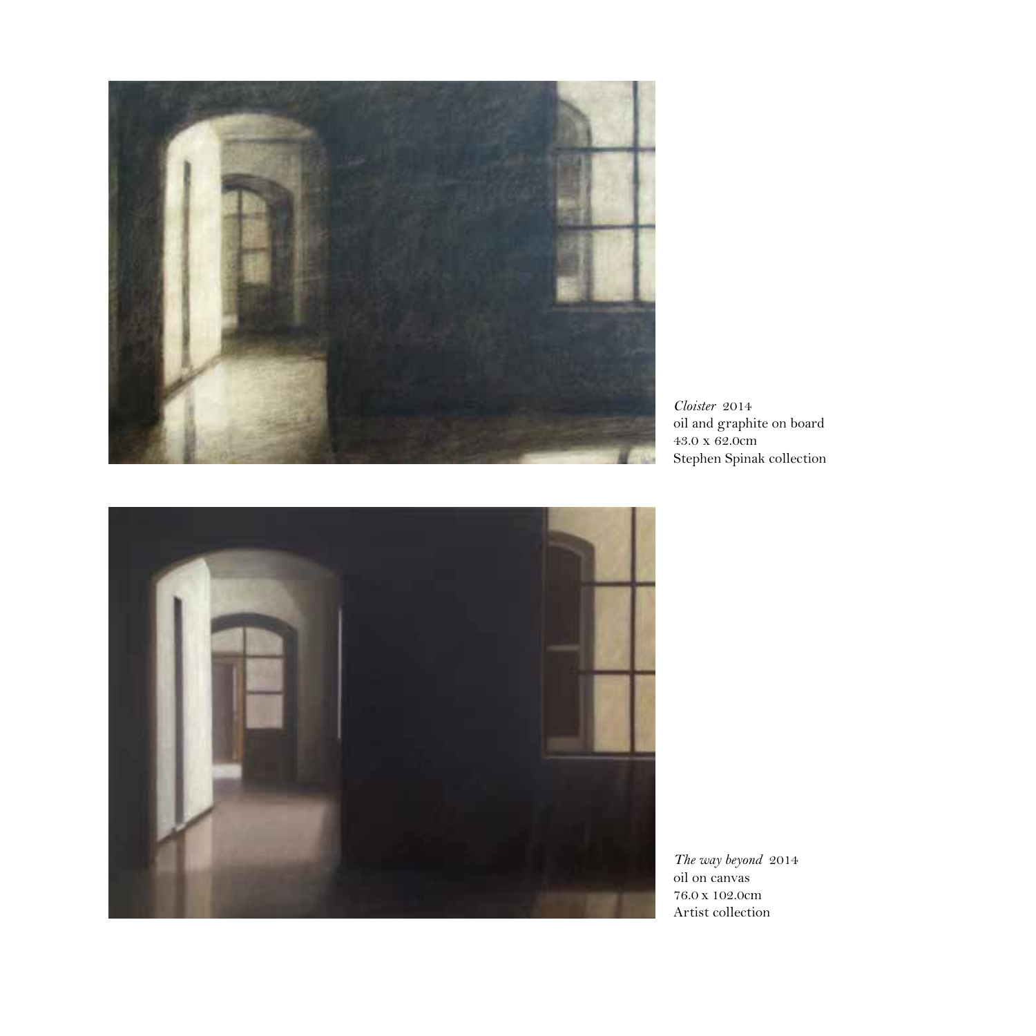*Cloister* 2014
oil and graphite on board
43.0 x 62.0cm
Stephen Spinak collection

*The way beyond* 2014
oil on canvas
76.0 x 102.0cm
Artist collection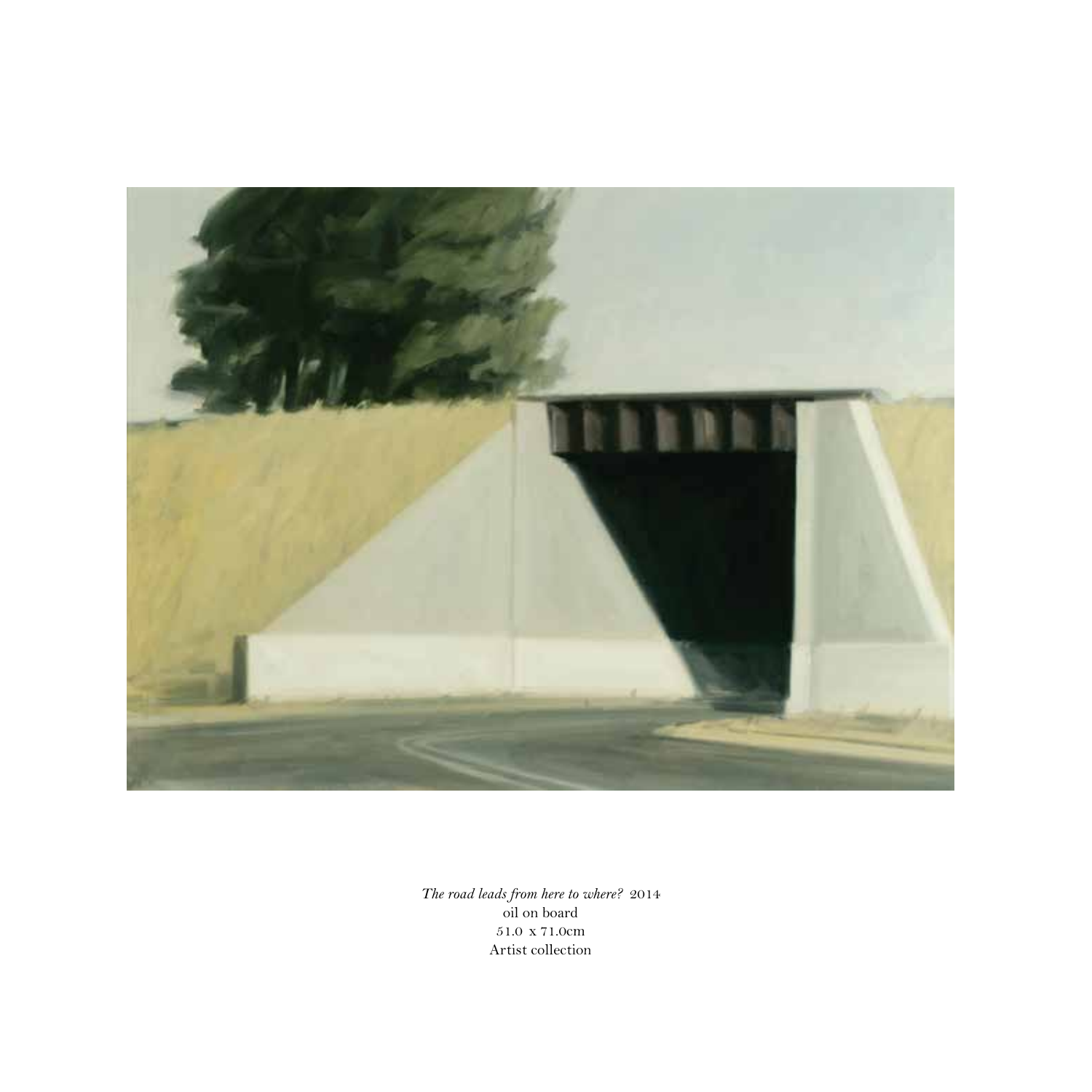*The road leads from here to where?* 2014
oil on board
51.0 x 71.0cm
Artist collection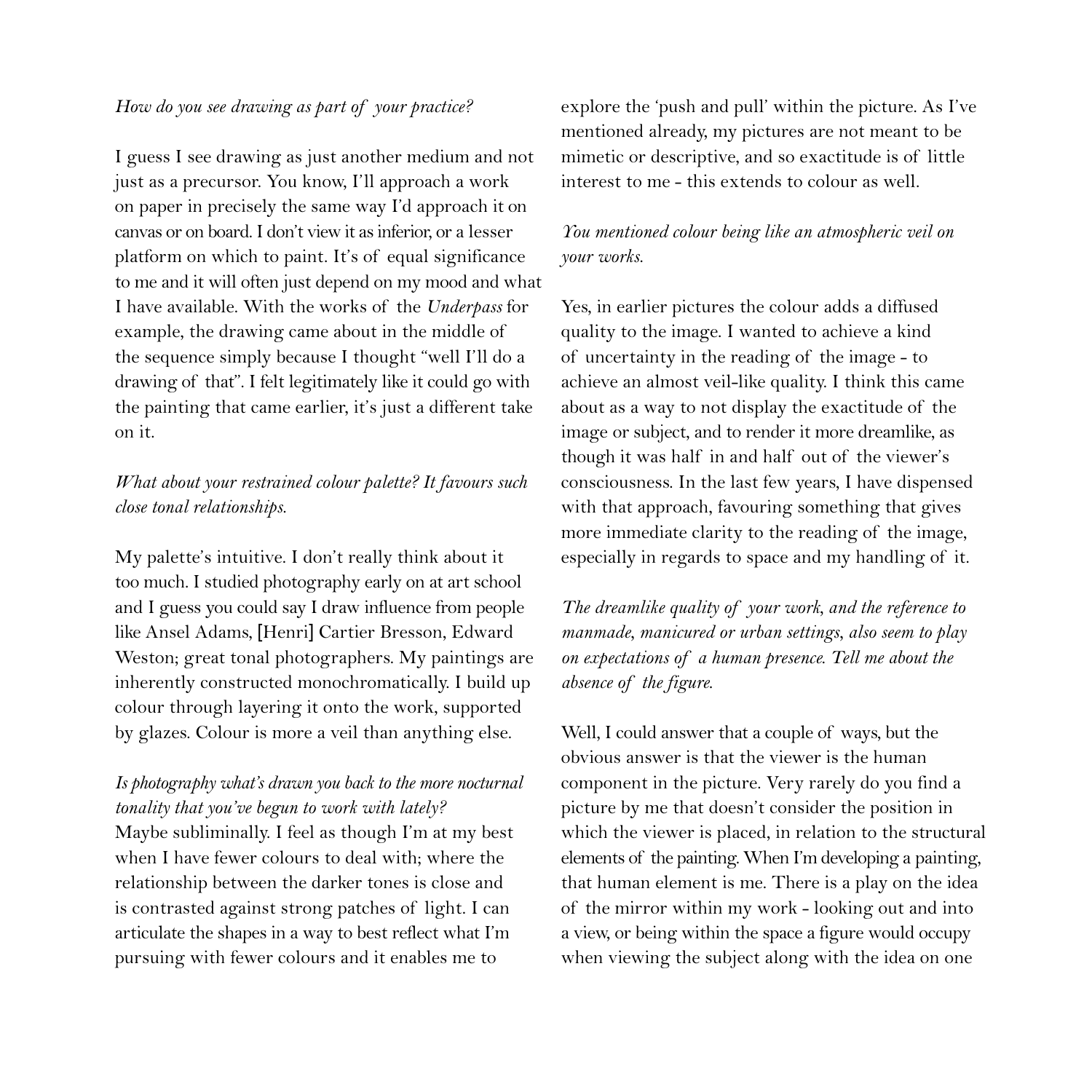*How do you see drawing as part of your practice?*

I guess I see drawing as just another medium and not just as a precursor. You know, I'll approach a work on paper in precisely the same way I'd approach it on canvas or on board. I don't view it as inferior, or a lesser platform on which to paint. It's of equal significance to me and it will often just depend on my mood and what I have available. With the works of the *Underpass* for example, the drawing came about in the middle of the sequence simply because I thought "well I'll do a drawing of that". I felt legitimately like it could go with the painting that came earlier, it's just a different take on it.

*What about your restrained colour palette? It favours such close tonal relationships.*

My palette's intuitive. I don't really think about it too much. I studied photography early on at art school and I guess you could say I draw influence from people like Ansel Adams, [Henri] Cartier Bresson, Edward Weston; great tonal photographers. My paintings are inherently constructed monochromatically. I build up colour through layering it onto the work, supported by glazes. Colour is more a veil than anything else.

*Is photography what's drawn you back to the more nocturnal tonality that you've begun to work with lately?*

Maybe subliminally. I feel as though I'm at my best when I have fewer colours to deal with; where the relationship between the darker tones is close and is contrasted against strong patches of light. I can articulate the shapes in a way to best reflect what I'm pursuing with fewer colours and it enables me to explore the 'push and pull' within the picture. As I've mentioned already, my pictures are not meant to be mimetic or descriptive, and so exactitude is of little interest to me - this extends to colour as well.

*You mentioned colour being like an atmospheric veil on your works.*

Yes, in earlier pictures the colour adds a diffused quality to the image. I wanted to achieve a kind of uncertainty in the reading of the image - to achieve an almost veil-like quality. I think this came about as a way to not display the exactitude of the image or subject, and to render it more dreamlike, as though it was half in and half out of the viewer's consciousness. In the last few years, I have dispensed with that approach, favouring something that gives more immediate clarity to the reading of the image, especially in regards to space and my handling of it.

*The dreamlike quality of your work, and the reference to manmade, manicured or urban settings, also seem to play on expectations of a human presence. Tell me about the absence of the figure.*

Well, I could answer that a couple of ways, but the obvious answer is that the viewer is the human component in the picture. Very rarely do you find a picture by me that doesn't consider the position in which the viewer is placed, in relation to the structural elements of the painting. When I'm developing a painting, that human element is me. There is a play on the idea of the mirror within my work - looking out and into a view, or being within the space a figure would occupy when viewing the subject along with the idea on one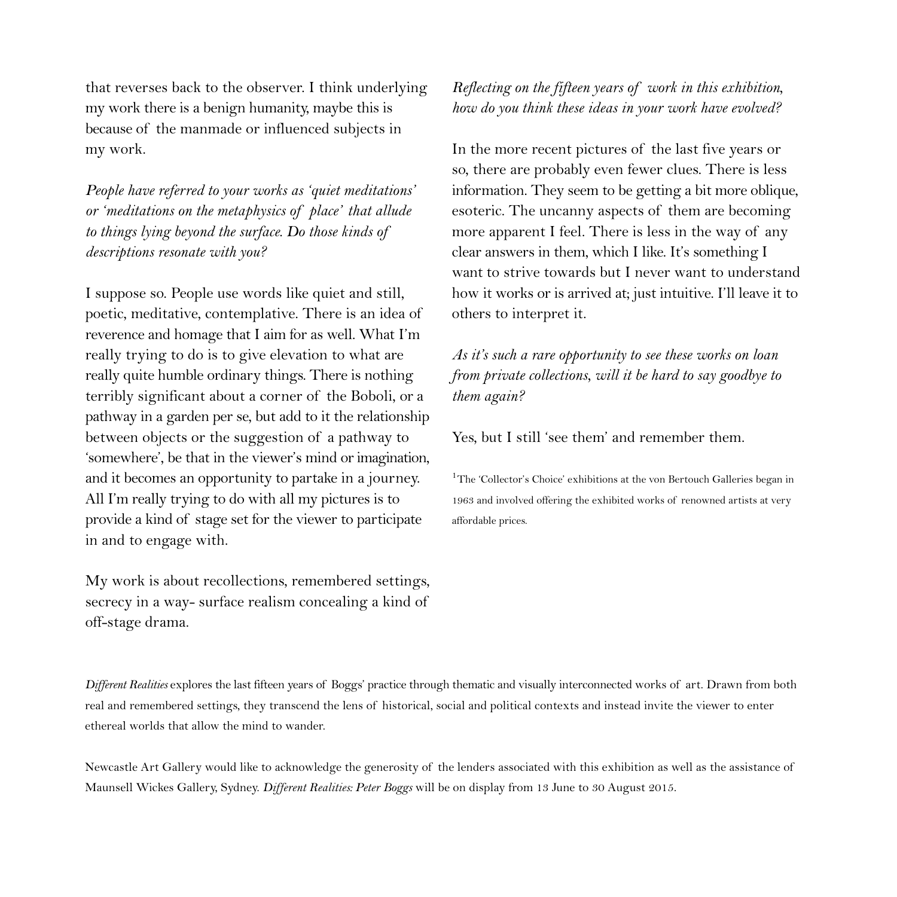that reverses back to the observer. I think underlying my work there is a benign humanity, maybe this is because of the manmade or influenced subjects in my work.

*People have referred to your works as 'quiet meditations' or 'meditations on the metaphysics of place' that allude to things lying beyond the surface. Do those kinds of descriptions resonate with you?*

I suppose so. People use words like quiet and still, poetic, meditative, contemplative. There is an idea of reverence and homage that I aim for as well. What I'm really trying to do is to give elevation to what are really quite humble ordinary things. There is nothing terribly significant about a corner of the Boboli, or a pathway in a garden per se, but add to it the relationship between objects or the suggestion of a pathway to 'somewhere', be that in the viewer's mind or imagination, and it becomes an opportunity to partake in a journey. All I'm really trying to do with all my pictures is to provide a kind of stage set for the viewer to participate in and to engage with.

My work is about recollections, remembered settings, secrecy in a way- surface realism concealing a kind of off-stage drama.

*Reflecting on the fifteen years of work in this exhibition, how do you think these ideas in your work have evolved?*

In the more recent pictures of the last five years or so, there are probably even fewer clues. There is less information. They seem to be getting a bit more oblique, esoteric. The uncanny aspects of them are becoming more apparent I feel. There is less in the way of any clear answers in them, which I like. It's something I want to strive towards but I never want to understand how it works or is arrived at; just intuitive. I'll leave it to others to interpret it.

*As it's such a rare opportunity to see these works on loan from private collections, will it be hard to say goodbye to them again?*

Yes, but I still 'see them' and remember them.

[1] The 'Collector's Choice' exhibitions at the von Bertouch Galleries began in 1963 and involved offering the exhibited works of renowned artists at very affordable prices.

*Different Realities* explores the last fifteen years of Boggs' practice through thematic and visually interconnected works of art. Drawn from both real and remembered settings, they transcend the lens of historical, social and political contexts and instead invite the viewer to enter ethereal worlds that allow the mind to wander.

Newcastle Art Gallery would like to acknowledge the generosity of the lenders associated with this exhibition as well as the assistance of Maunsell Wickes Gallery, Sydney. *Different Realities: Peter Boggs* will be on display from 13 June to 30 August 2015.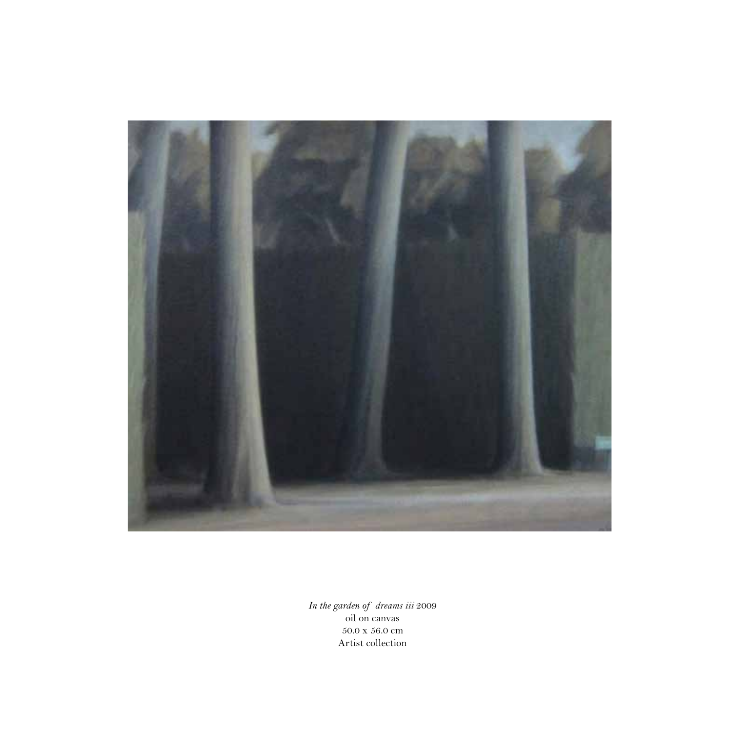*In the garden of  dreams iii* 2009
oil on canvas
50.0 x 56.0 cm
Artist collection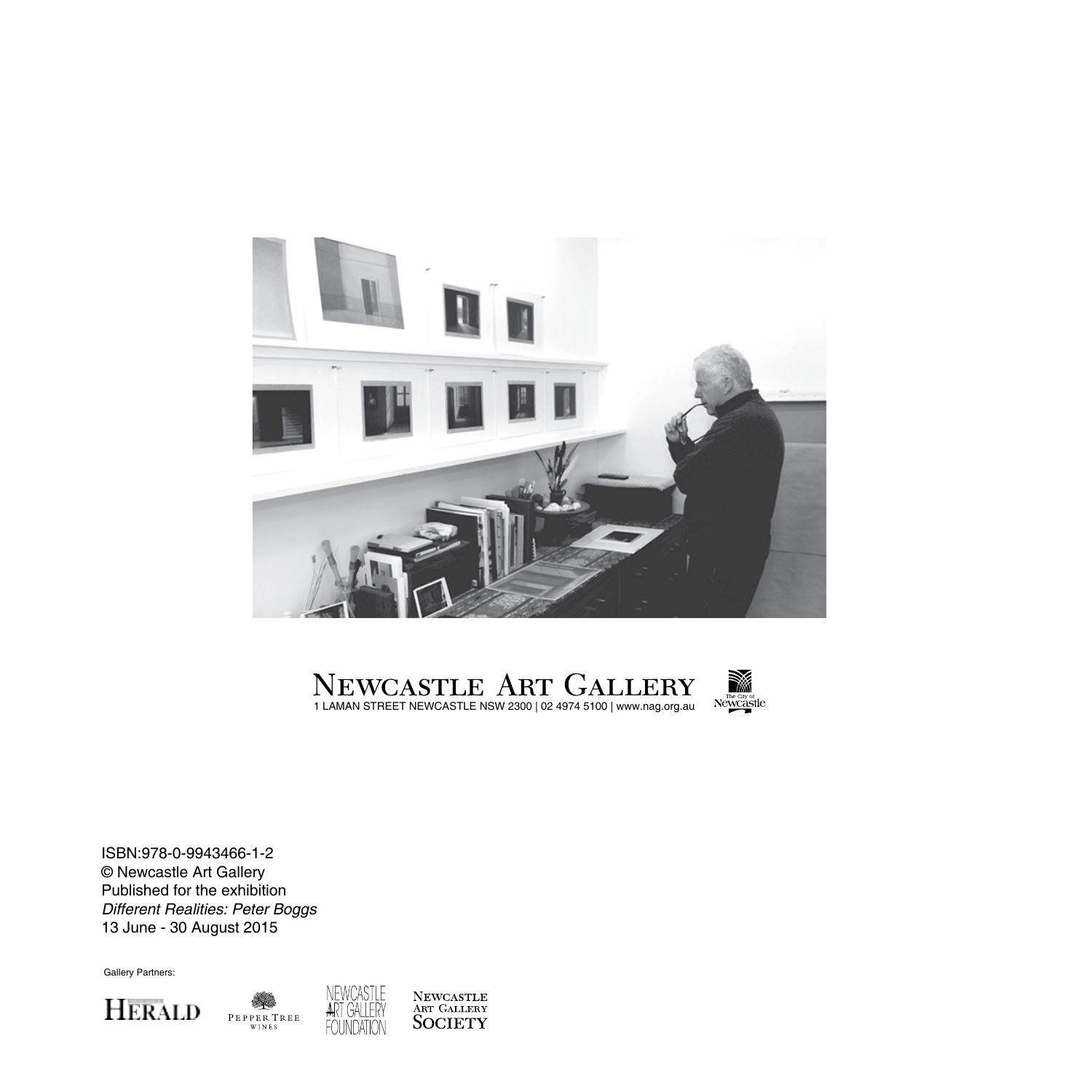NEWCASTLE ART GALLERY

1 LAMAN STREET NEWCASTLE NSW 2300 | 02 4974 5100 | www.nag.org.au

The City of Newcastle

ISBN:978-0-9943466-1-2
© Newcastle Art Gallery
Published for the exhibition
*Different Realities: Peter Boggs*
13 June - 30 August 2015

Gallery Partners:

HERALD

PEPPER TREE WINES

NEWCASTLE ART GALLERY FOUNDATION

NEWCASTLE ART GALLERY SOCIETY